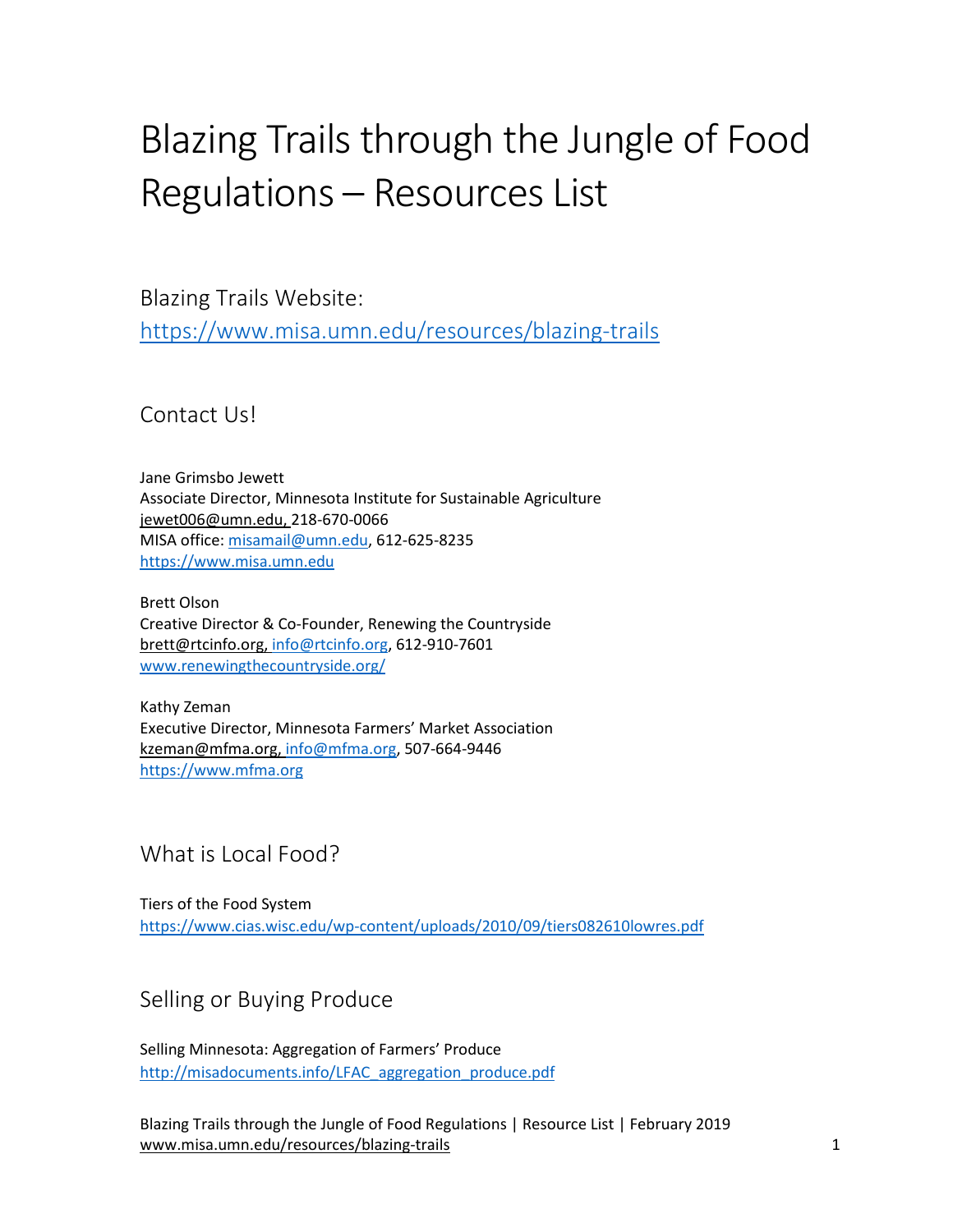# Blazing Trails through the Jungle of Food Regulations – Resources List

## Blazing Trails Website:

https://www.misa.umn.edu/resources/blazing-trails

## Contact Us!

Jane Grimsbo Jewett
Associate Director, Minnesota Institute for Sustainable Agriculture
jewet006@umn.edu, 218-670-0066
MISA office: misamail@umn.edu, 612-625-8235
https://www.misa.umn.edu

Brett Olson
Creative Director & Co-Founder, Renewing the Countryside
brett@rtcinfo.org, info@rtcinfo.org, 612-910-7601
www.renewingthecountryside.org/

Kathy Zeman
Executive Director, Minnesota Farmers' Market Association
kzeman@mfma.org, info@mfma.org, 507-664-9446
https://www.mfma.org

## What is Local Food?

Tiers of the Food System
https://www.cias.wisc.edu/wp-content/uploads/2010/09/tiers082610lowres.pdf

## Selling or Buying Produce

Selling Minnesota: Aggregation of Farmers' Produce
http://misadocuments.info/LFAC_aggregation_produce.pdf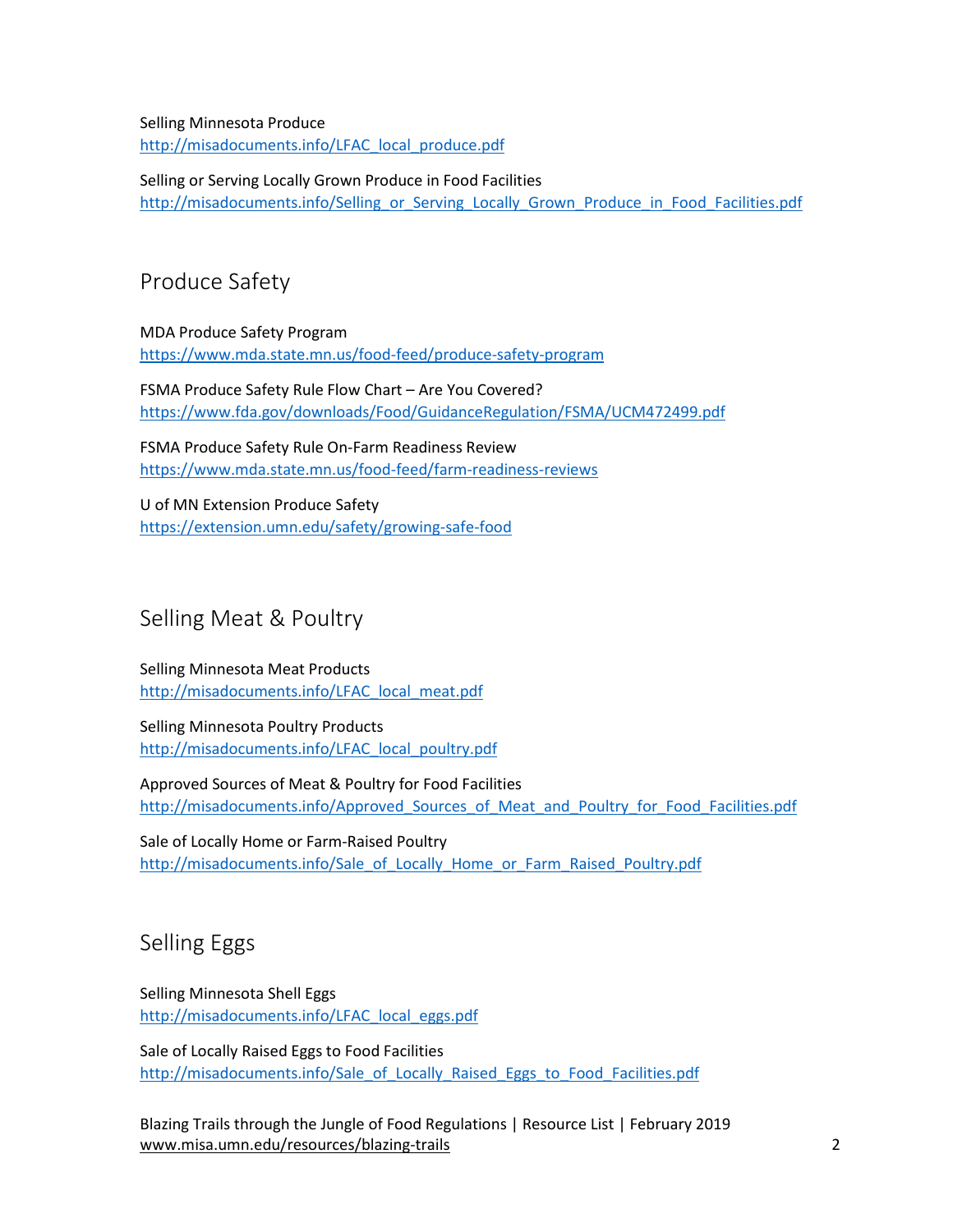Selling Minnesota Produce
http://misadocuments.info/LFAC_local_produce.pdf

Selling or Serving Locally Grown Produce in Food Facilities
http://misadocuments.info/Selling_or_Serving_Locally_Grown_Produce_in_Food_Facilities.pdf

## Produce Safety

MDA Produce Safety Program
https://www.mda.state.mn.us/food-feed/produce-safety-program

FSMA Produce Safety Rule Flow Chart – Are You Covered?
https://www.fda.gov/downloads/Food/GuidanceRegulation/FSMA/UCM472499.pdf

FSMA Produce Safety Rule On-Farm Readiness Review
https://www.mda.state.mn.us/food-feed/farm-readiness-reviews

U of MN Extension Produce Safety
https://extension.umn.edu/safety/growing-safe-food

## Selling Meat & Poultry

Selling Minnesota Meat Products
http://misadocuments.info/LFAC_local_meat.pdf

Selling Minnesota Poultry Products
http://misadocuments.info/LFAC_local_poultry.pdf

Approved Sources of Meat & Poultry for Food Facilities
http://misadocuments.info/Approved_Sources_of_Meat_and_Poultry_for_Food_Facilities.pdf

Sale of Locally Home or Farm-Raised Poultry
http://misadocuments.info/Sale_of_Locally_Home_or_Farm_Raised_Poultry.pdf

## Selling Eggs

Selling Minnesota Shell Eggs
http://misadocuments.info/LFAC_local_eggs.pdf

Sale of Locally Raised Eggs to Food Facilities
http://misadocuments.info/Sale_of_Locally_Raised_Eggs_to_Food_Facilities.pdf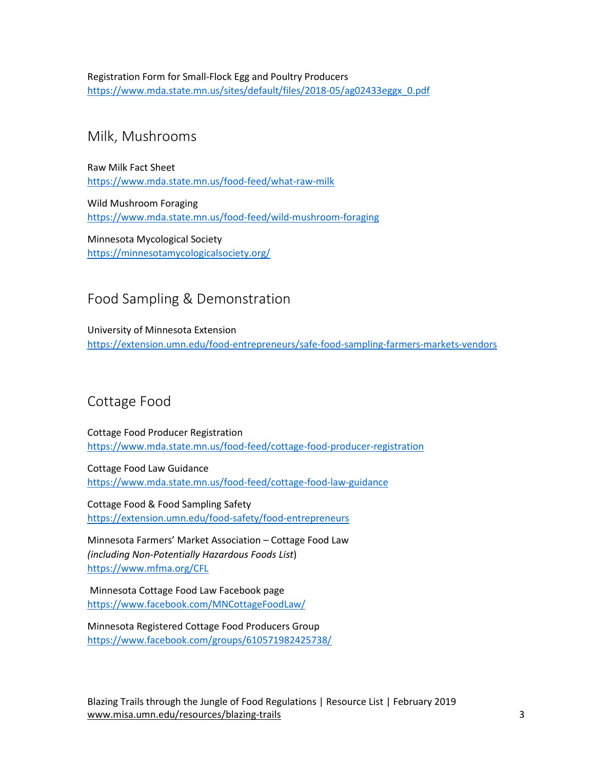Registration Form for Small-Flock Egg and Poultry Producers
https://www.mda.state.mn.us/sites/default/files/2018-05/ag02433eggx_0.pdf

## Milk, Mushrooms

Raw Milk Fact Sheet
https://www.mda.state.mn.us/food-feed/what-raw-milk

Wild Mushroom Foraging
https://www.mda.state.mn.us/food-feed/wild-mushroom-foraging

Minnesota Mycological Society
https://minnesotamycologicalsociety.org/

## Food Sampling & Demonstration

University of Minnesota Extension
https://extension.umn.edu/food-entrepreneurs/safe-food-sampling-farmers-markets-vendors

## Cottage Food

Cottage Food Producer Registration
https://www.mda.state.mn.us/food-feed/cottage-food-producer-registration

Cottage Food Law Guidance
https://www.mda.state.mn.us/food-feed/cottage-food-law-guidance

Cottage Food & Food Sampling Safety
https://extension.umn.edu/food-safety/food-entrepreneurs

Minnesota Farmers' Market Association – Cottage Food Law
*(including Non-Potentially Hazardous Foods List*)
https://www.mfma.org/CFL

Minnesota Cottage Food Law Facebook page
https://www.facebook.com/MNCottageFoodLaw/

Minnesota Registered Cottage Food Producers Group
https://www.facebook.com/groups/610571982425738/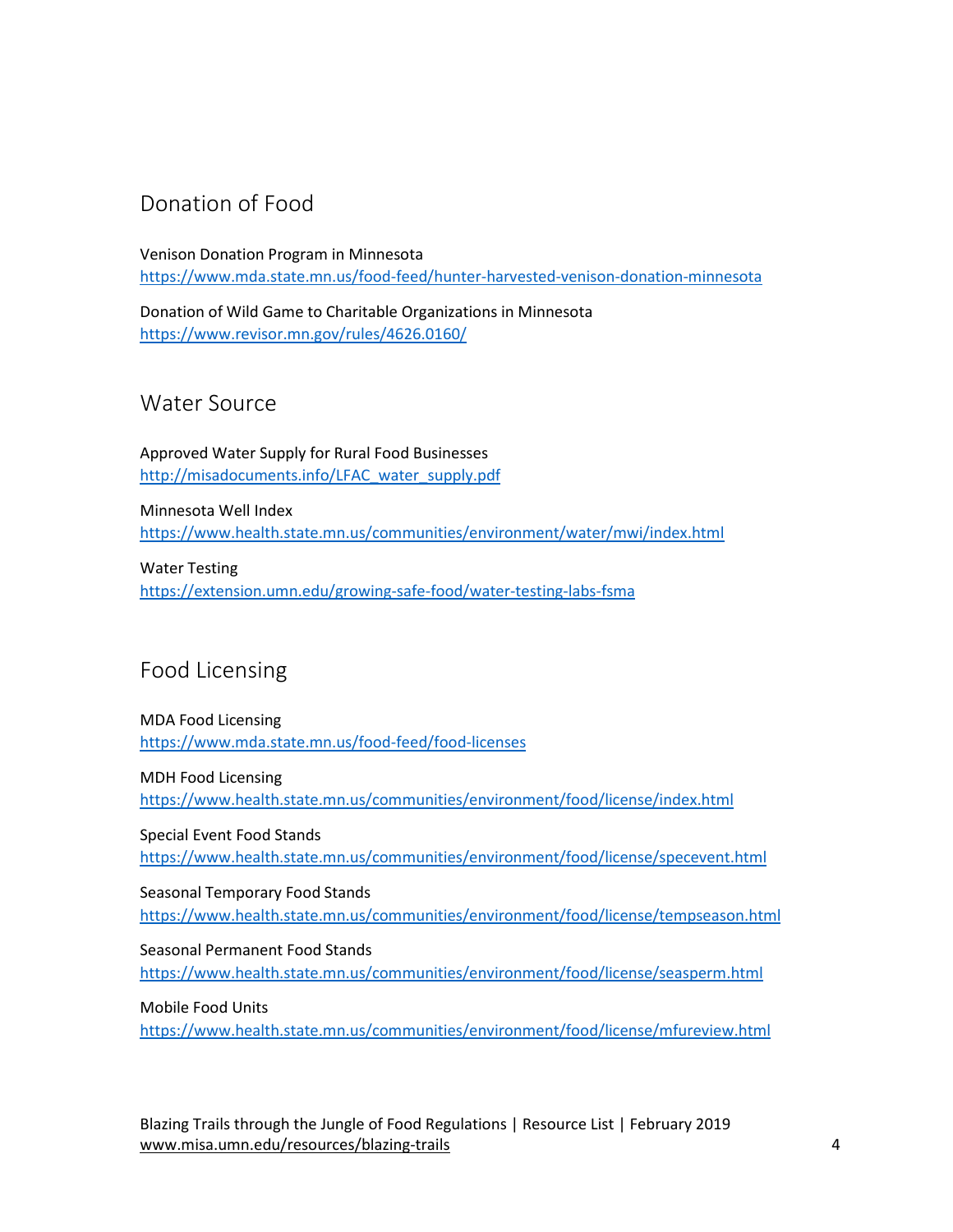## Donation of Food

Venison Donation Program in Minnesota
https://www.mda.state.mn.us/food-feed/hunter-harvested-venison-donation-minnesota

Donation of Wild Game to Charitable Organizations in Minnesota
https://www.revisor.mn.gov/rules/4626.0160/

## Water Source

Approved Water Supply for Rural Food Businesses
http://misadocuments.info/LFAC_water_supply.pdf

Minnesota Well Index
https://www.health.state.mn.us/communities/environment/water/mwi/index.html

Water Testing
https://extension.umn.edu/growing-safe-food/water-testing-labs-fsma

## Food Licensing

MDA Food Licensing
https://www.mda.state.mn.us/food-feed/food-licenses

MDH Food Licensing
https://www.health.state.mn.us/communities/environment/food/license/index.html

Special Event Food Stands
https://www.health.state.mn.us/communities/environment/food/license/specevent.html

Seasonal Temporary Food Stands
https://www.health.state.mn.us/communities/environment/food/license/tempseason.html

Seasonal Permanent Food Stands
https://www.health.state.mn.us/communities/environment/food/license/seasperm.html

Mobile Food Units
https://www.health.state.mn.us/communities/environment/food/license/mfureview.html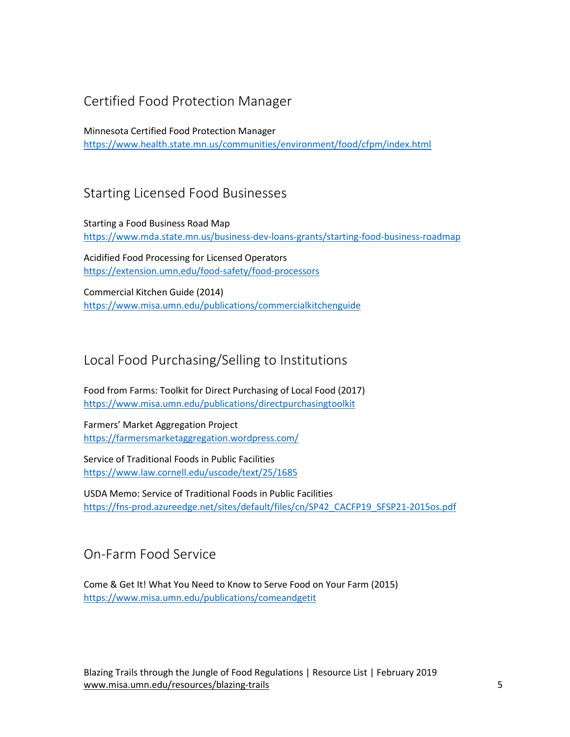## Certified Food Protection Manager

Minnesota Certified Food Protection Manager
https://www.health.state.mn.us/communities/environment/food/cfpm/index.html

## Starting Licensed Food Businesses

Starting a Food Business Road Map
https://www.mda.state.mn.us/business-dev-loans-grants/starting-food-business-roadmap

Acidified Food Processing for Licensed Operators
https://extension.umn.edu/food-safety/food-processors

Commercial Kitchen Guide (2014)
https://www.misa.umn.edu/publications/commercialkitchenguide

## Local Food Purchasing/Selling to Institutions

Food from Farms: Toolkit for Direct Purchasing of Local Food (2017)
https://www.misa.umn.edu/publications/directpurchasingtoolkit

Farmers' Market Aggregation Project
https://farmersmarketaggregation.wordpress.com/

Service of Traditional Foods in Public Facilities
https://www.law.cornell.edu/uscode/text/25/1685

USDA Memo: Service of Traditional Foods in Public Facilities
https://fns-prod.azureedge.net/sites/default/files/cn/SP42_CACFP19_SFSP21-2015os.pdf

## On-Farm Food Service

Come & Get It! What You Need to Know to Serve Food on Your Farm (2015)
https://www.misa.umn.edu/publications/comeandgetit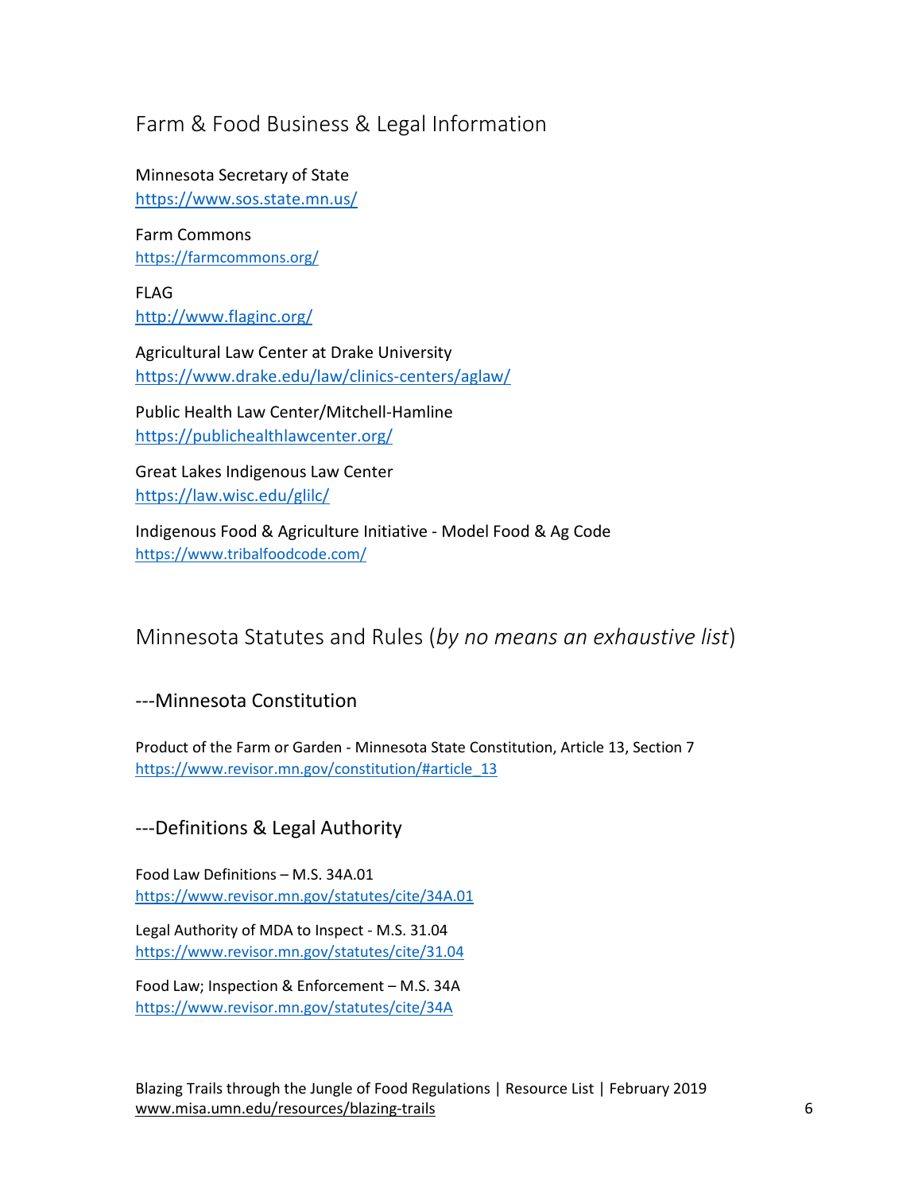## Farm & Food Business & Legal Information

Minnesota Secretary of State
https://www.sos.state.mn.us/

Farm Commons
https://farmcommons.org/

FLAG
http://www.flaginc.org/

Agricultural Law Center at Drake University
https://www.drake.edu/law/clinics-centers/aglaw/

Public Health Law Center/Mitchell-Hamline
https://publichealthlawcenter.org/

Great Lakes Indigenous Law Center
https://law.wisc.edu/glilc/

Indigenous Food & Agriculture Initiative - Model Food & Ag Code
https://www.tribalfoodcode.com/

## Minnesota Statutes and Rules (*by no means an exhaustive list*)

### ---Minnesota Constitution

Product of the Farm or Garden - Minnesota State Constitution, Article 13, Section 7
https://www.revisor.mn.gov/constitution/#article_13

### ---Definitions & Legal Authority

Food Law Definitions – M.S. 34A.01
https://www.revisor.mn.gov/statutes/cite/34A.01

Legal Authority of MDA to Inspect - M.S. 31.04
https://www.revisor.mn.gov/statutes/cite/31.04

Food Law; Inspection & Enforcement – M.S. 34A
https://www.revisor.mn.gov/statutes/cite/34A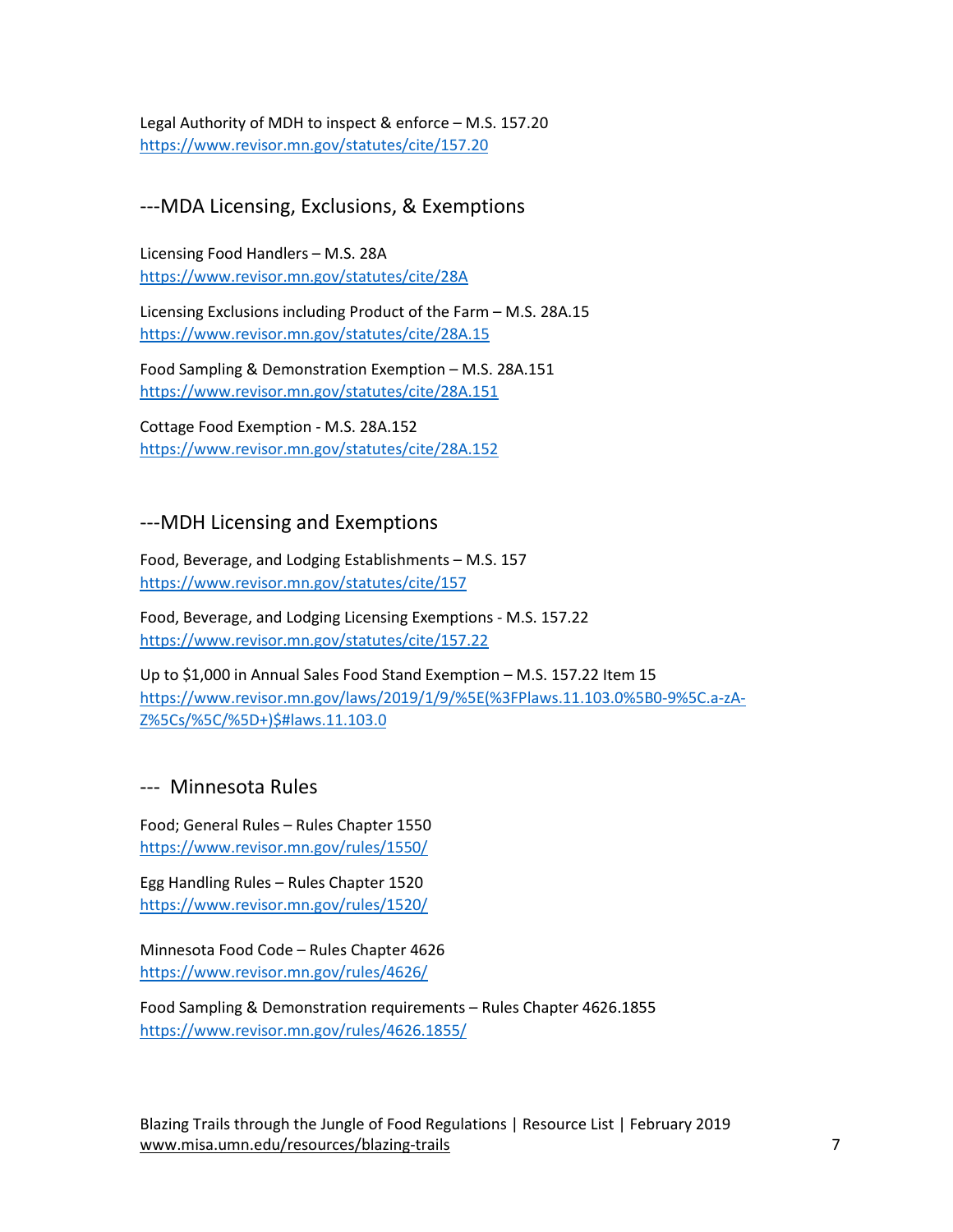Legal Authority of MDH to inspect & enforce – M.S. 157.20
https://www.revisor.mn.gov/statutes/cite/157.20

## ---MDA Licensing, Exclusions, & Exemptions

Licensing Food Handlers – M.S. 28A
https://www.revisor.mn.gov/statutes/cite/28A

Licensing Exclusions including Product of the Farm – M.S. 28A.15
https://www.revisor.mn.gov/statutes/cite/28A.15

Food Sampling & Demonstration Exemption – M.S. 28A.151
https://www.revisor.mn.gov/statutes/cite/28A.151

Cottage Food Exemption - M.S. 28A.152
https://www.revisor.mn.gov/statutes/cite/28A.152

## ---MDH Licensing and Exemptions

Food, Beverage, and Lodging Establishments – M.S. 157
https://www.revisor.mn.gov/statutes/cite/157

Food, Beverage, and Lodging Licensing Exemptions - M.S. 157.22
https://www.revisor.mn.gov/statutes/cite/157.22

Up to $1,000 in Annual Sales Food Stand Exemption – M.S. 157.22 Item 15
https://www.revisor.mn.gov/laws/2019/1/9/%5E(%3FPlaws.11.103.0%5B0-9%5C.a-zA-Z%5Cs/%5C/%5D+)$#laws.11.103.0

## --- Minnesota Rules

Food; General Rules – Rules Chapter 1550
https://www.revisor.mn.gov/rules/1550/

Egg Handling Rules – Rules Chapter 1520
https://www.revisor.mn.gov/rules/1520/

Minnesota Food Code – Rules Chapter 4626
https://www.revisor.mn.gov/rules/4626/

Food Sampling & Demonstration requirements – Rules Chapter 4626.1855
https://www.revisor.mn.gov/rules/4626.1855/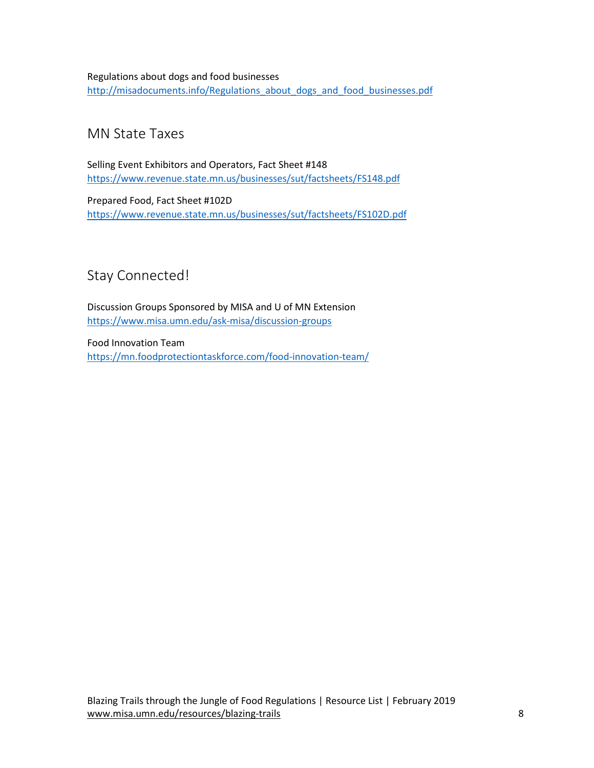Regulations about dogs and food businesses
http://misadocuments.info/Regulations_about_dogs_and_food_businesses.pdf

## MN State Taxes

Selling Event Exhibitors and Operators, Fact Sheet #148
https://www.revenue.state.mn.us/businesses/sut/factsheets/FS148.pdf

Prepared Food, Fact Sheet #102D
https://www.revenue.state.mn.us/businesses/sut/factsheets/FS102D.pdf

## Stay Connected!

Discussion Groups Sponsored by MISA and U of MN Extension
https://www.misa.umn.edu/ask-misa/discussion-groups

Food Innovation Team
https://mn.foodprotectiontaskforce.com/food-innovation-team/